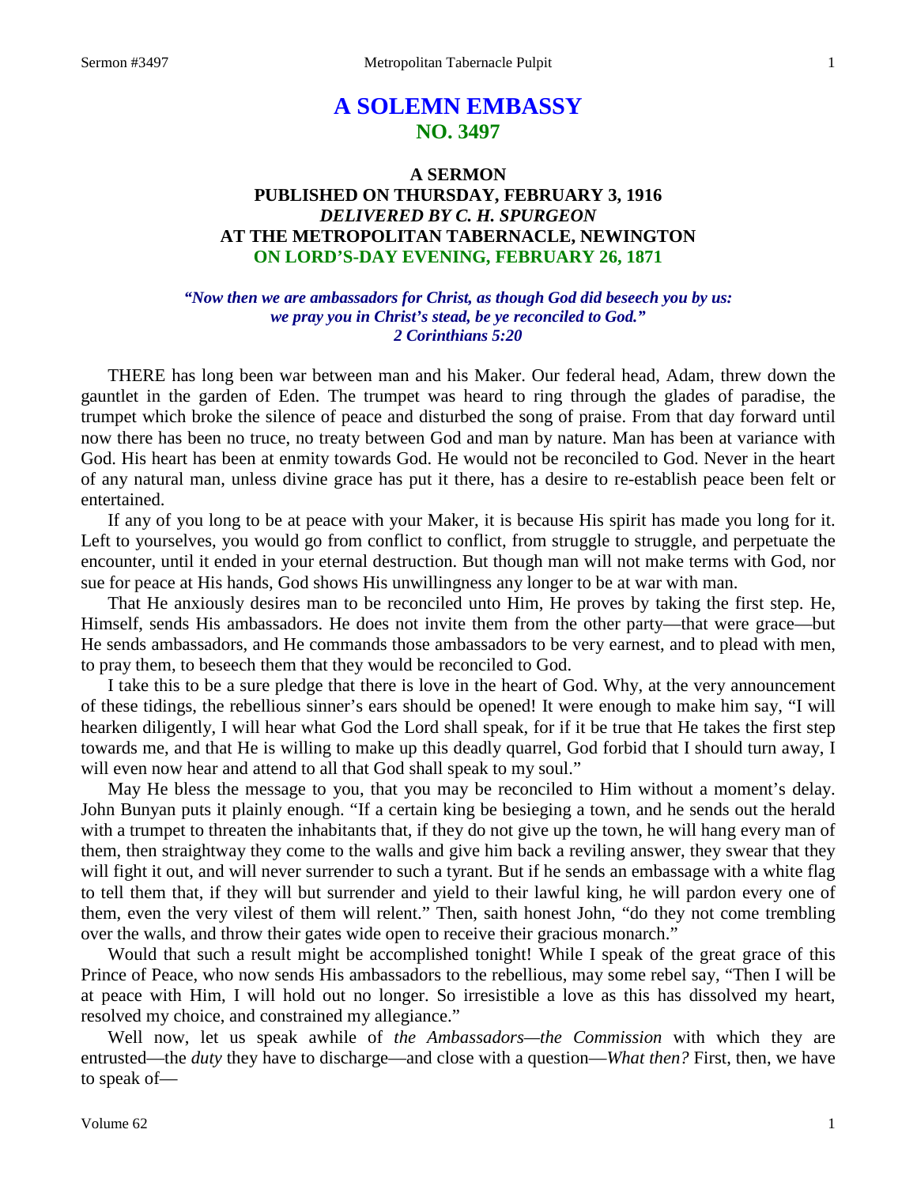# A SOLEMN EMBASSY
## NO. 3497

### A SERMON
### PUBLISHED ON THURSDAY, FEBRUARY 3, 1916
### *DELIVERED BY C. H. SPURGEON*
### AT THE METROPOLITAN TABERNACLE, NEWINGTON
### ON LORD'S-DAY EVENING, FEBRUARY 26, 1871

***"Now then we are ambassadors for Christ, as though God did beseech you by us: we pray you in Christ's stead, be ye reconciled to God."***
***2 Corinthians 5:20***

THERE has long been war between man and his Maker. Our federal head, Adam, threw down the gauntlet in the garden of Eden. The trumpet was heard to ring through the glades of paradise, the trumpet which broke the silence of peace and disturbed the song of praise. From that day forward until now there has been no truce, no treaty between God and man by nature. Man has been at variance with God. His heart has been at enmity towards God. He would not be reconciled to God. Never in the heart of any natural man, unless divine grace has put it there, has a desire to re-establish peace been felt or entertained.

If any of you long to be at peace with your Maker, it is because His spirit has made you long for it. Left to yourselves, you would go from conflict to conflict, from struggle to struggle, and perpetuate the encounter, until it ended in your eternal destruction. But though man will not make terms with God, nor sue for peace at His hands, God shows His unwillingness any longer to be at war with man.

That He anxiously desires man to be reconciled unto Him, He proves by taking the first step. He, Himself, sends His ambassadors. He does not invite them from the other party—that were grace—but He sends ambassadors, and He commands those ambassadors to be very earnest, and to plead with men, to pray them, to beseech them that they would be reconciled to God.

I take this to be a sure pledge that there is love in the heart of God. Why, at the very announcement of these tidings, the rebellious sinner's ears should be opened! It were enough to make him say, "I will hearken diligently, I will hear what God the Lord shall speak, for if it be true that He takes the first step towards me, and that He is willing to make up this deadly quarrel, God forbid that I should turn away, I will even now hear and attend to all that God shall speak to my soul."

May He bless the message to you, that you may be reconciled to Him without a moment's delay. John Bunyan puts it plainly enough. "If a certain king be besieging a town, and he sends out the herald with a trumpet to threaten the inhabitants that, if they do not give up the town, he will hang every man of them, then straightway they come to the walls and give him back a reviling answer, they swear that they will fight it out, and will never surrender to such a tyrant. But if he sends an embassage with a white flag to tell them that, if they will but surrender and yield to their lawful king, he will pardon every one of them, even the very vilest of them will relent." Then, saith honest John, "do they not come trembling over the walls, and throw their gates wide open to receive their gracious monarch."

Would that such a result might be accomplished tonight! While I speak of the great grace of this Prince of Peace, who now sends His ambassadors to the rebellious, may some rebel say, "Then I will be at peace with Him, I will hold out no longer. So irresistible a love as this has dissolved my heart, resolved my choice, and constrained my allegiance."

Well now, let us speak awhile of *the Ambassadors*—*the Commission* with which they are entrusted—the *duty* they have to discharge—and close with a question—*What then?* First, then, we have to speak of—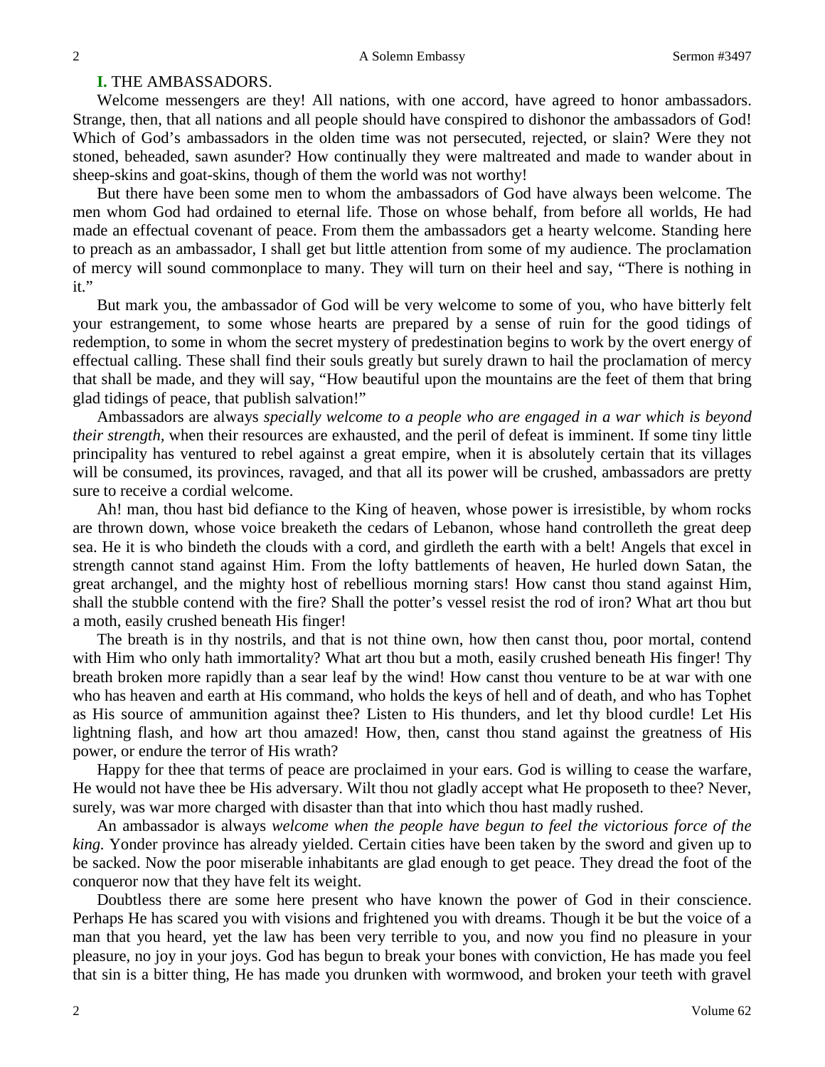**I.** THE AMBASSADORS.

Welcome messengers are they! All nations, with one accord, have agreed to honor ambassadors. Strange, then, that all nations and all people should have conspired to dishonor the ambassadors of God! Which of God's ambassadors in the olden time was not persecuted, rejected, or slain? Were they not stoned, beheaded, sawn asunder? How continually they were maltreated and made to wander about in sheep-skins and goat-skins, though of them the world was not worthy!

But there have been some men to whom the ambassadors of God have always been welcome. The men whom God had ordained to eternal life. Those on whose behalf, from before all worlds, He had made an effectual covenant of peace. From them the ambassadors get a hearty welcome. Standing here to preach as an ambassador, I shall get but little attention from some of my audience. The proclamation of mercy will sound commonplace to many. They will turn on their heel and say, "There is nothing in it."

But mark you, the ambassador of God will be very welcome to some of you, who have bitterly felt your estrangement, to some whose hearts are prepared by a sense of ruin for the good tidings of redemption, to some in whom the secret mystery of predestination begins to work by the overt energy of effectual calling. These shall find their souls greatly but surely drawn to hail the proclamation of mercy that shall be made, and they will say, "How beautiful upon the mountains are the feet of them that bring glad tidings of peace, that publish salvation!"

Ambassadors are always *specially welcome to a people who are engaged in a war which is beyond their strength*, when their resources are exhausted, and the peril of defeat is imminent. If some tiny little principality has ventured to rebel against a great empire, when it is absolutely certain that its villages will be consumed, its provinces, ravaged, and that all its power will be crushed, ambassadors are pretty sure to receive a cordial welcome.

Ah! man, thou hast bid defiance to the King of heaven, whose power is irresistible, by whom rocks are thrown down, whose voice breaketh the cedars of Lebanon, whose hand controlleth the great deep sea. He it is who bindeth the clouds with a cord, and girdleth the earth with a belt! Angels that excel in strength cannot stand against Him. From the lofty battlements of heaven, He hurled down Satan, the great archangel, and the mighty host of rebellious morning stars! How canst thou stand against Him, shall the stubble contend with the fire? Shall the potter's vessel resist the rod of iron? What art thou but a moth, easily crushed beneath His finger!

The breath is in thy nostrils, and that is not thine own, how then canst thou, poor mortal, contend with Him who only hath immortality? What art thou but a moth, easily crushed beneath His finger! Thy breath broken more rapidly than a sear leaf by the wind! How canst thou venture to be at war with one who has heaven and earth at His command, who holds the keys of hell and of death, and who has Tophet as His source of ammunition against thee? Listen to His thunders, and let thy blood curdle! Let His lightning flash, and how art thou amazed! How, then, canst thou stand against the greatness of His power, or endure the terror of His wrath?

Happy for thee that terms of peace are proclaimed in your ears. God is willing to cease the warfare, He would not have thee be His adversary. Wilt thou not gladly accept what He proposeth to thee? Never, surely, was war more charged with disaster than that into which thou hast madly rushed.

An ambassador is always *welcome when the people have begun to feel the victorious force of the king*. Yonder province has already yielded. Certain cities have been taken by the sword and given up to be sacked. Now the poor miserable inhabitants are glad enough to get peace. They dread the foot of the conqueror now that they have felt its weight.

Doubtless there are some here present who have known the power of God in their conscience. Perhaps He has scared you with visions and frightened you with dreams. Though it be but the voice of a man that you heard, yet the law has been very terrible to you, and now you find no pleasure in your pleasure, no joy in your joys. God has begun to break your bones with conviction, He has made you feel that sin is a bitter thing, He has made you drunken with wormwood, and broken your teeth with gravel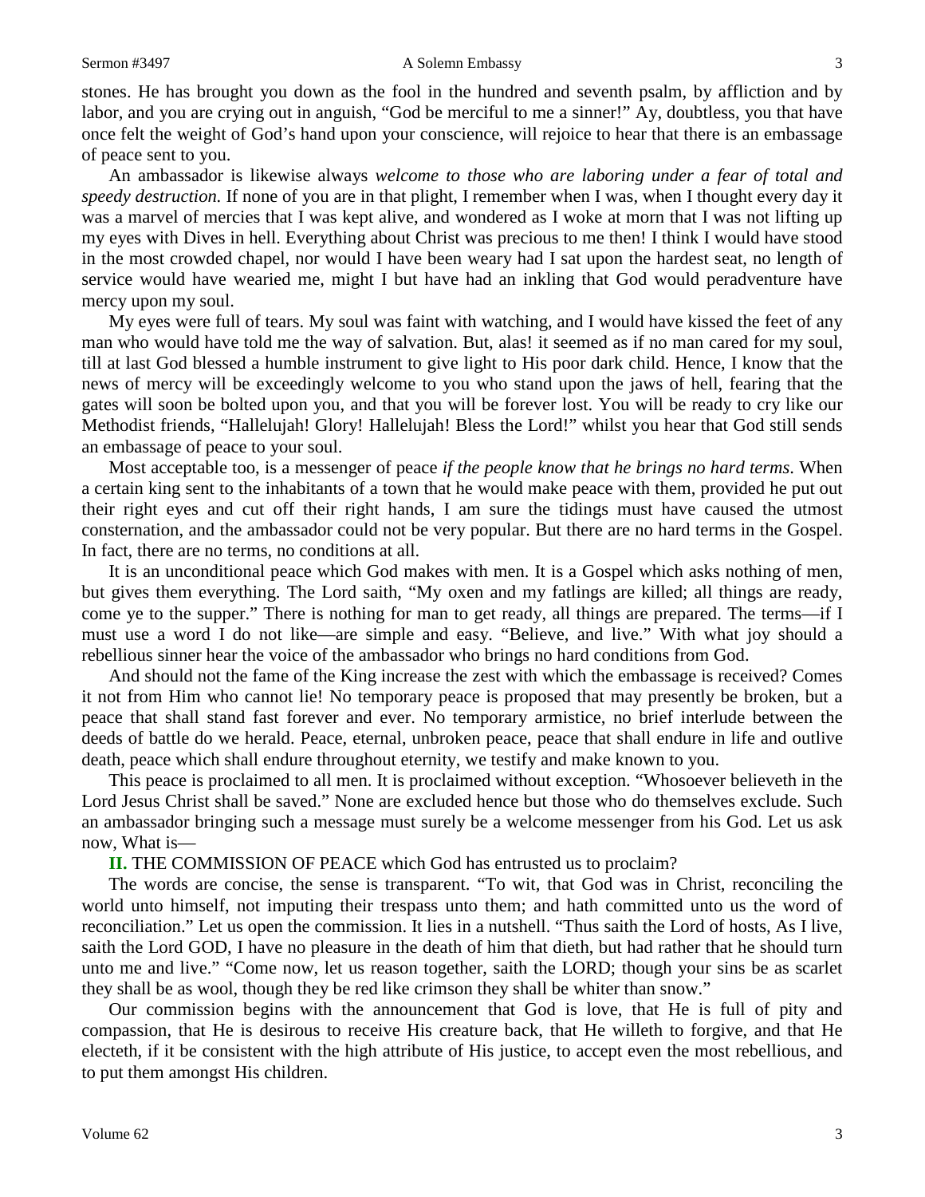stones. He has brought you down as the fool in the hundred and seventh psalm, by affliction and by labor, and you are crying out in anguish, "God be merciful to me a sinner!" Ay, doubtless, you that have once felt the weight of God's hand upon your conscience, will rejoice to hear that there is an embassage of peace sent to you.

An ambassador is likewise always *welcome to those who are laboring under a fear of total and speedy destruction.* If none of you are in that plight, I remember when I was, when I thought every day it was a marvel of mercies that I was kept alive, and wondered as I woke at morn that I was not lifting up my eyes with Dives in hell. Everything about Christ was precious to me then! I think I would have stood in the most crowded chapel, nor would I have been weary had I sat upon the hardest seat, no length of service would have wearied me, might I but have had an inkling that God would peradventure have mercy upon my soul.

My eyes were full of tears. My soul was faint with watching, and I would have kissed the feet of any man who would have told me the way of salvation. But, alas! it seemed as if no man cared for my soul, till at last God blessed a humble instrument to give light to His poor dark child. Hence, I know that the news of mercy will be exceedingly welcome to you who stand upon the jaws of hell, fearing that the gates will soon be bolted upon you, and that you will be forever lost. You will be ready to cry like our Methodist friends, "Hallelujah! Glory! Hallelujah! Bless the Lord!" whilst you hear that God still sends an embassage of peace to your soul.

Most acceptable too, is a messenger of peace *if the people know that he brings no hard terms*. When a certain king sent to the inhabitants of a town that he would make peace with them, provided he put out their right eyes and cut off their right hands, I am sure the tidings must have caused the utmost consternation, and the ambassador could not be very popular. But there are no hard terms in the Gospel. In fact, there are no terms, no conditions at all.

It is an unconditional peace which God makes with men. It is a Gospel which asks nothing of men, but gives them everything. The Lord saith, "My oxen and my fatlings are killed; all things are ready, come ye to the supper." There is nothing for man to get ready, all things are prepared. The terms—if I must use a word I do not like—are simple and easy. "Believe, and live." With what joy should a rebellious sinner hear the voice of the ambassador who brings no hard conditions from God.

And should not the fame of the King increase the zest with which the embassage is received? Comes it not from Him who cannot lie! No temporary peace is proposed that may presently be broken, but a peace that shall stand fast forever and ever. No temporary armistice, no brief interlude between the deeds of battle do we herald. Peace, eternal, unbroken peace, peace that shall endure in life and outlive death, peace which shall endure throughout eternity, we testify and make known to you.

This peace is proclaimed to all men. It is proclaimed without exception. "Whosoever believeth in the Lord Jesus Christ shall be saved." None are excluded hence but those who do themselves exclude. Such an ambassador bringing such a message must surely be a welcome messenger from his God. Let us ask now, What is—

**II.** THE COMMISSION OF PEACE which God has entrusted us to proclaim?

The words are concise, the sense is transparent. "To wit, that God was in Christ, reconciling the world unto himself, not imputing their trespass unto them; and hath committed unto us the word of reconciliation." Let us open the commission. It lies in a nutshell. "Thus saith the Lord of hosts, As I live, saith the Lord GOD, I have no pleasure in the death of him that dieth, but had rather that he should turn unto me and live." "Come now, let us reason together, saith the LORD; though your sins be as scarlet they shall be as wool, though they be red like crimson they shall be whiter than snow."

Our commission begins with the announcement that God is love, that He is full of pity and compassion, that He is desirous to receive His creature back, that He willeth to forgive, and that He electeth, if it be consistent with the high attribute of His justice, to accept even the most rebellious, and to put them amongst His children.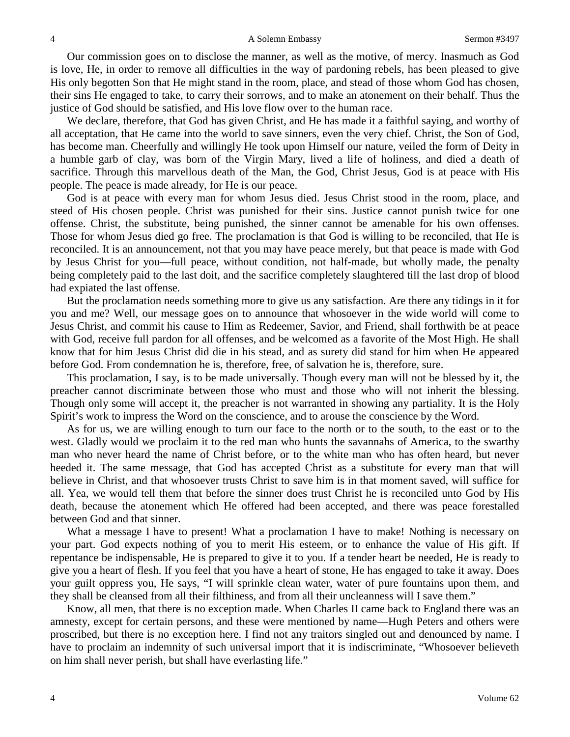Our commission goes on to disclose the manner, as well as the motive, of mercy. Inasmuch as God is love, He, in order to remove all difficulties in the way of pardoning rebels, has been pleased to give His only begotten Son that He might stand in the room, place, and stead of those whom God has chosen, their sins He engaged to take, to carry their sorrows, and to make an atonement on their behalf. Thus the justice of God should be satisfied, and His love flow over to the human race.

We declare, therefore, that God has given Christ, and He has made it a faithful saying, and worthy of all acceptation, that He came into the world to save sinners, even the very chief. Christ, the Son of God, has become man. Cheerfully and willingly He took upon Himself our nature, veiled the form of Deity in a humble garb of clay, was born of the Virgin Mary, lived a life of holiness, and died a death of sacrifice. Through this marvellous death of the Man, the God, Christ Jesus, God is at peace with His people. The peace is made already, for He is our peace.

God is at peace with every man for whom Jesus died. Jesus Christ stood in the room, place, and steed of His chosen people. Christ was punished for their sins. Justice cannot punish twice for one offense. Christ, the substitute, being punished, the sinner cannot be amenable for his own offenses. Those for whom Jesus died go free. The proclamation is that God is willing to be reconciled, that He is reconciled. It is an announcement, not that you may have peace merely, but that peace is made with God by Jesus Christ for you—full peace, without condition, not half-made, but wholly made, the penalty being completely paid to the last doit, and the sacrifice completely slaughtered till the last drop of blood had expiated the last offense.

But the proclamation needs something more to give us any satisfaction. Are there any tidings in it for you and me? Well, our message goes on to announce that whosoever in the wide world will come to Jesus Christ, and commit his cause to Him as Redeemer, Savior, and Friend, shall forthwith be at peace with God, receive full pardon for all offenses, and be welcomed as a favorite of the Most High. He shall know that for him Jesus Christ did die in his stead, and as surety did stand for him when He appeared before God. From condemnation he is, therefore, free, of salvation he is, therefore, sure.

This proclamation, I say, is to be made universally. Though every man will not be blessed by it, the preacher cannot discriminate between those who must and those who will not inherit the blessing. Though only some will accept it, the preacher is not warranted in showing any partiality. It is the Holy Spirit's work to impress the Word on the conscience, and to arouse the conscience by the Word.

As for us, we are willing enough to turn our face to the north or to the south, to the east or to the west. Gladly would we proclaim it to the red man who hunts the savannahs of America, to the swarthy man who never heard the name of Christ before, or to the white man who has often heard, but never heeded it. The same message, that God has accepted Christ as a substitute for every man that will believe in Christ, and that whosoever trusts Christ to save him is in that moment saved, will suffice for all. Yea, we would tell them that before the sinner does trust Christ he is reconciled unto God by His death, because the atonement which He offered had been accepted, and there was peace forestalled between God and that sinner.

What a message I have to present! What a proclamation I have to make! Nothing is necessary on your part. God expects nothing of you to merit His esteem, or to enhance the value of His gift. If repentance be indispensable, He is prepared to give it to you. If a tender heart be needed, He is ready to give you a heart of flesh. If you feel that you have a heart of stone, He has engaged to take it away. Does your guilt oppress you, He says, "I will sprinkle clean water, water of pure fountains upon them, and they shall be cleansed from all their filthiness, and from all their uncleanness will I save them."

Know, all men, that there is no exception made. When Charles II came back to England there was an amnesty, except for certain persons, and these were mentioned by name—Hugh Peters and others were proscribed, but there is no exception here. I find not any traitors singled out and denounced by name. I have to proclaim an indemnity of such universal import that it is indiscriminate, "Whosoever believeth on him shall never perish, but shall have everlasting life."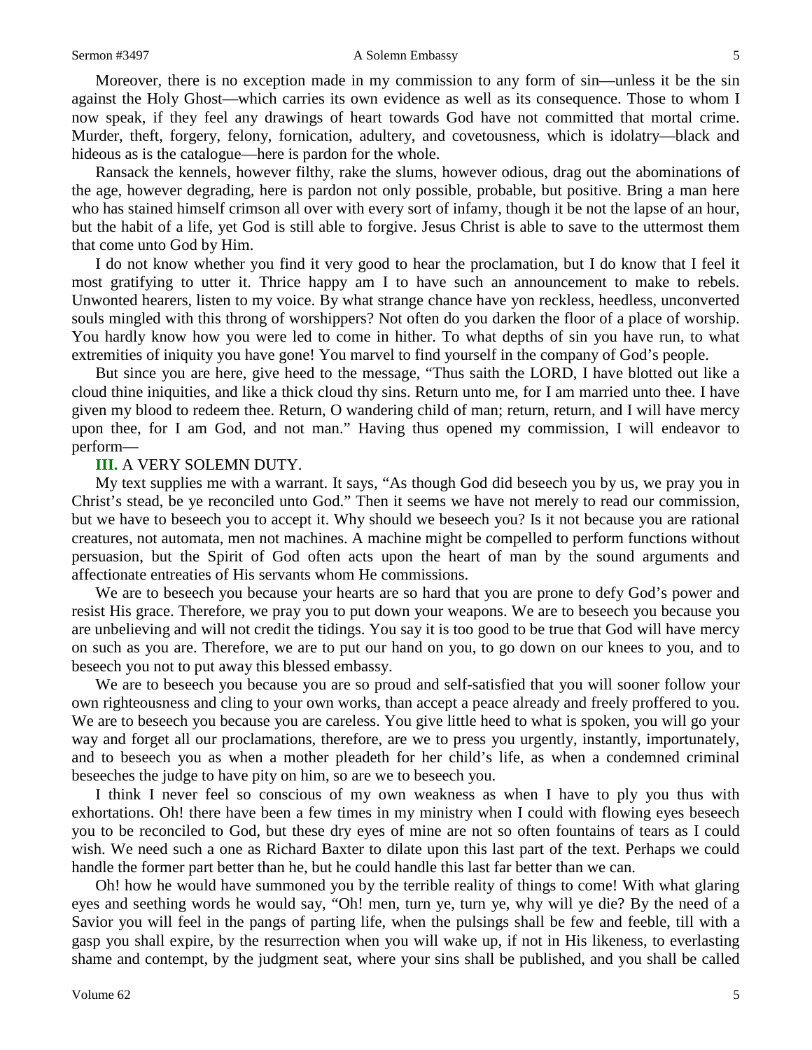Moreover, there is no exception made in my commission to any form of sin—unless it be the sin against the Holy Ghost—which carries its own evidence as well as its consequence. Those to whom I now speak, if they feel any drawings of heart towards God have not committed that mortal crime. Murder, theft, forgery, felony, fornication, adultery, and covetousness, which is idolatry—black and hideous as is the catalogue—here is pardon for the whole.

Ransack the kennels, however filthy, rake the slums, however odious, drag out the abominations of the age, however degrading, here is pardon not only possible, probable, but positive. Bring a man here who has stained himself crimson all over with every sort of infamy, though it be not the lapse of an hour, but the habit of a life, yet God is still able to forgive. Jesus Christ is able to save to the uttermost them that come unto God by Him.

I do not know whether you find it very good to hear the proclamation, but I do know that I feel it most gratifying to utter it. Thrice happy am I to have such an announcement to make to rebels. Unwonted hearers, listen to my voice. By what strange chance have yon reckless, heedless, unconverted souls mingled with this throng of worshippers? Not often do you darken the floor of a place of worship. You hardly know how you were led to come in hither. To what depths of sin you have run, to what extremities of iniquity you have gone! You marvel to find yourself in the company of God's people.

But since you are here, give heed to the message, "Thus saith the LORD, I have blotted out like a cloud thine iniquities, and like a thick cloud thy sins. Return unto me, for I am married unto thee. I have given my blood to redeem thee. Return, O wandering child of man; return, return, and I will have mercy upon thee, for I am God, and not man." Having thus opened my commission, I will endeavor to perform—

**III.** A VERY SOLEMN DUTY.

My text supplies me with a warrant. It says, "As though God did beseech you by us, we pray you in Christ's stead, be ye reconciled unto God." Then it seems we have not merely to read our commission, but we have to beseech you to accept it. Why should we beseech you? Is it not because you are rational creatures, not automata, men not machines. A machine might be compelled to perform functions without persuasion, but the Spirit of God often acts upon the heart of man by the sound arguments and affectionate entreaties of His servants whom He commissions.

We are to beseech you because your hearts are so hard that you are prone to defy God's power and resist His grace. Therefore, we pray you to put down your weapons. We are to beseech you because you are unbelieving and will not credit the tidings. You say it is too good to be true that God will have mercy on such as you are. Therefore, we are to put our hand on you, to go down on our knees to you, and to beseech you not to put away this blessed embassy.

We are to beseech you because you are so proud and self-satisfied that you will sooner follow your own righteousness and cling to your own works, than accept a peace already and freely proffered to you. We are to beseech you because you are careless. You give little heed to what is spoken, you will go your way and forget all our proclamations, therefore, are we to press you urgently, instantly, importunately, and to beseech you as when a mother pleadeth for her child's life, as when a condemned criminal beseeches the judge to have pity on him, so are we to beseech you.

I think I never feel so conscious of my own weakness as when I have to ply you thus with exhortations. Oh! there have been a few times in my ministry when I could with flowing eyes beseech you to be reconciled to God, but these dry eyes of mine are not so often fountains of tears as I could wish. We need such a one as Richard Baxter to dilate upon this last part of the text. Perhaps we could handle the former part better than he, but he could handle this last far better than we can.

Oh! how he would have summoned you by the terrible reality of things to come! With what glaring eyes and seething words he would say, "Oh! men, turn ye, turn ye, why will ye die? By the need of a Savior you will feel in the pangs of parting life, when the pulsings shall be few and feeble, till with a gasp you shall expire, by the resurrection when you will wake up, if not in His likeness, to everlasting shame and contempt, by the judgment seat, where your sins shall be published, and you shall be called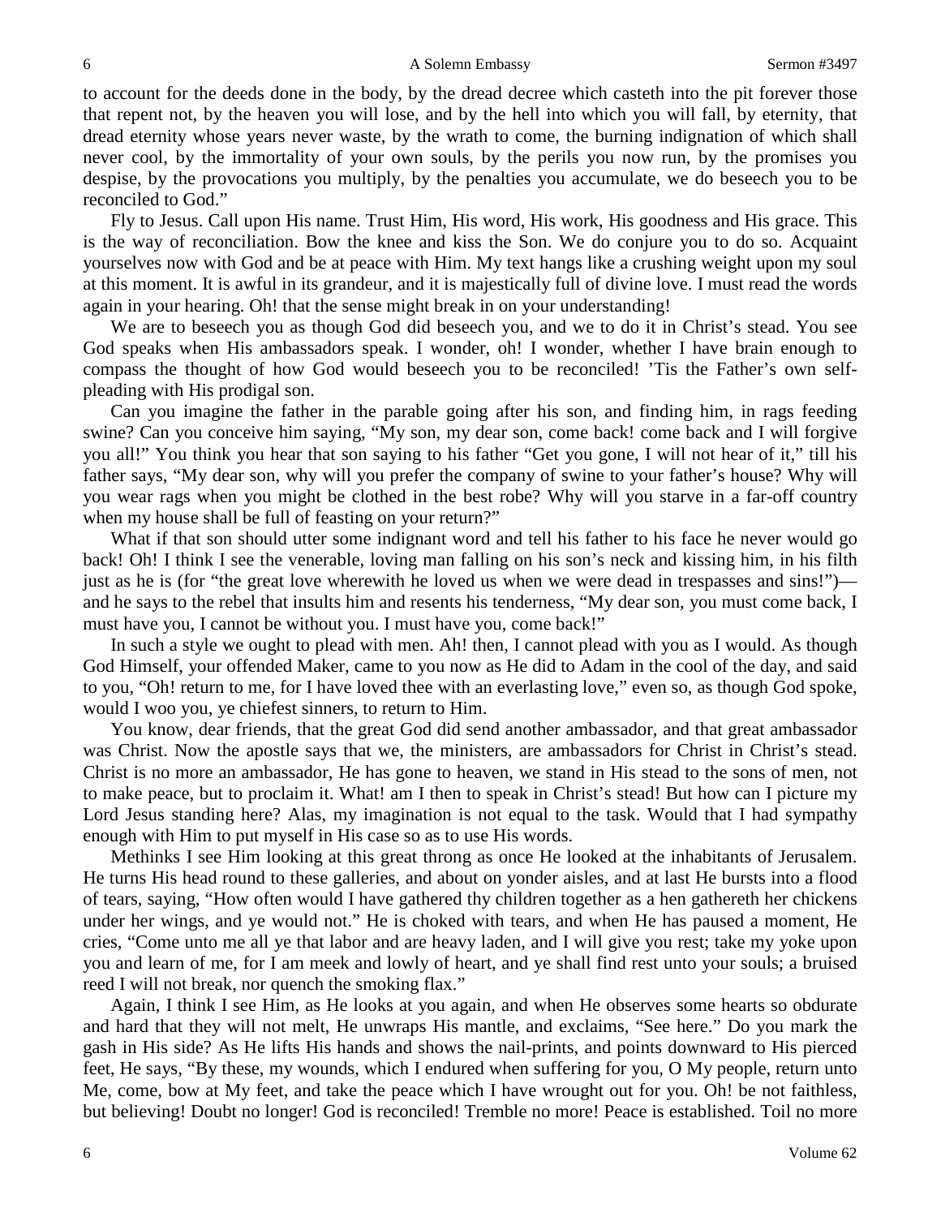to account for the deeds done in the body, by the dread decree which casteth into the pit forever those that repent not, by the heaven you will lose, and by the hell into which you will fall, by eternity, that dread eternity whose years never waste, by the wrath to come, the burning indignation of which shall never cool, by the immortality of your own souls, by the perils you now run, by the promises you despise, by the provocations you multiply, by the penalties you accumulate, we do beseech you to be reconciled to God."

Fly to Jesus. Call upon His name. Trust Him, His word, His work, His goodness and His grace. This is the way of reconciliation. Bow the knee and kiss the Son. We do conjure you to do so. Acquaint yourselves now with God and be at peace with Him. My text hangs like a crushing weight upon my soul at this moment. It is awful in its grandeur, and it is majestically full of divine love. I must read the words again in your hearing. Oh! that the sense might break in on your understanding!

We are to beseech you as though God did beseech you, and we to do it in Christ's stead. You see God speaks when His ambassadors speak. I wonder, oh! I wonder, whether I have brain enough to compass the thought of how God would beseech you to be reconciled! 'Tis the Father's own self-pleading with His prodigal son.

Can you imagine the father in the parable going after his son, and finding him, in rags feeding swine? Can you conceive him saying, "My son, my dear son, come back! come back and I will forgive you all!" You think you hear that son saying to his father "Get you gone, I will not hear of it," till his father says, "My dear son, why will you prefer the company of swine to your father's house? Why will you wear rags when you might be clothed in the best robe? Why will you starve in a far-off country when my house shall be full of feasting on your return?"

What if that son should utter some indignant word and tell his father to his face he never would go back! Oh! I think I see the venerable, loving man falling on his son's neck and kissing him, in his filth just as he is (for "the great love wherewith he loved us when we were dead in trespasses and sins!")—and he says to the rebel that insults him and resents his tenderness, "My dear son, you must come back, I must have you, I cannot be without you. I must have you, come back!"

In such a style we ought to plead with men. Ah! then, I cannot plead with you as I would. As though God Himself, your offended Maker, came to you now as He did to Adam in the cool of the day, and said to you, "Oh! return to me, for I have loved thee with an everlasting love," even so, as though God spoke, would I woo you, ye chiefest sinners, to return to Him.

You know, dear friends, that the great God did send another ambassador, and that great ambassador was Christ. Now the apostle says that we, the ministers, are ambassadors for Christ in Christ's stead. Christ is no more an ambassador, He has gone to heaven, we stand in His stead to the sons of men, not to make peace, but to proclaim it. What! am I then to speak in Christ's stead! But how can I picture my Lord Jesus standing here? Alas, my imagination is not equal to the task. Would that I had sympathy enough with Him to put myself in His case so as to use His words.

Methinks I see Him looking at this great throng as once He looked at the inhabitants of Jerusalem. He turns His head round to these galleries, and about on yonder aisles, and at last He bursts into a flood of tears, saying, "How often would I have gathered thy children together as a hen gathereth her chickens under her wings, and ye would not." He is choked with tears, and when He has paused a moment, He cries, "Come unto me all ye that labor and are heavy laden, and I will give you rest; take my yoke upon you and learn of me, for I am meek and lowly of heart, and ye shall find rest unto your souls; a bruised reed I will not break, nor quench the smoking flax."

Again, I think I see Him, as He looks at you again, and when He observes some hearts so obdurate and hard that they will not melt, He unwraps His mantle, and exclaims, "See here." Do you mark the gash in His side? As He lifts His hands and shows the nail-prints, and points downward to His pierced feet, He says, "By these, my wounds, which I endured when suffering for you, O My people, return unto Me, come, bow at My feet, and take the peace which I have wrought out for you. Oh! be not faithless, but believing! Doubt no longer! God is reconciled! Tremble no more! Peace is established. Toil no more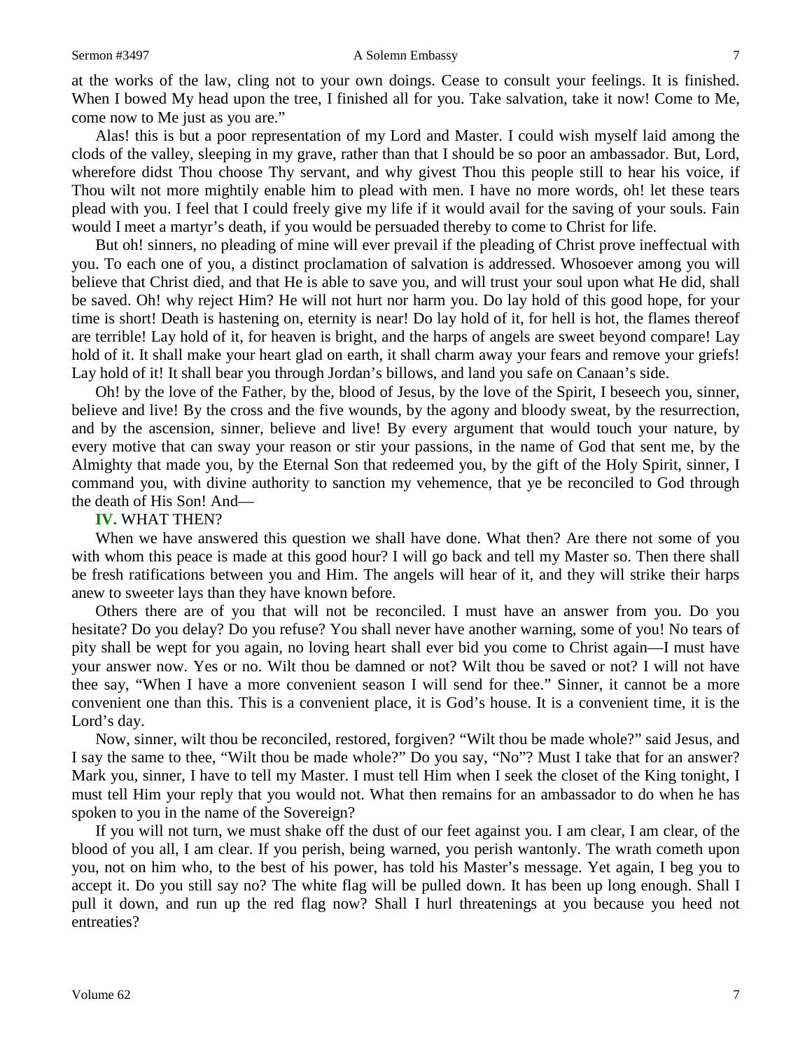at the works of the law, cling not to your own doings. Cease to consult your feelings. It is finished. When I bowed My head upon the tree, I finished all for you. Take salvation, take it now! Come to Me, come now to Me just as you are."

Alas! this is but a poor representation of my Lord and Master. I could wish myself laid among the clods of the valley, sleeping in my grave, rather than that I should be so poor an ambassador. But, Lord, wherefore didst Thou choose Thy servant, and why givest Thou this people still to hear his voice, if Thou wilt not more mightily enable him to plead with men. I have no more words, oh! let these tears plead with you. I feel that I could freely give my life if it would avail for the saving of your souls. Fain would I meet a martyr's death, if you would be persuaded thereby to come to Christ for life.

But oh! sinners, no pleading of mine will ever prevail if the pleading of Christ prove ineffectual with you. To each one of you, a distinct proclamation of salvation is addressed. Whosoever among you will believe that Christ died, and that He is able to save you, and will trust your soul upon what He did, shall be saved. Oh! why reject Him? He will not hurt nor harm you. Do lay hold of this good hope, for your time is short! Death is hastening on, eternity is near! Do lay hold of it, for hell is hot, the flames thereof are terrible! Lay hold of it, for heaven is bright, and the harps of angels are sweet beyond compare! Lay hold of it. It shall make your heart glad on earth, it shall charm away your fears and remove your griefs! Lay hold of it! It shall bear you through Jordan's billows, and land you safe on Canaan's side.

Oh! by the love of the Father, by the, blood of Jesus, by the love of the Spirit, I beseech you, sinner, believe and live! By the cross and the five wounds, by the agony and bloody sweat, by the resurrection, and by the ascension, sinner, believe and live! By every argument that would touch your nature, by every motive that can sway your reason or stir your passions, in the name of God that sent me, by the Almighty that made you, by the Eternal Son that redeemed you, by the gift of the Holy Spirit, sinner, I command you, with divine authority to sanction my vehemence, that ye be reconciled to God through the death of His Son! And—

**IV.** WHAT THEN?

When we have answered this question we shall have done. What then? Are there not some of you with whom this peace is made at this good hour? I will go back and tell my Master so. Then there shall be fresh ratifications between you and Him. The angels will hear of it, and they will strike their harps anew to sweeter lays than they have known before.

Others there are of you that will not be reconciled. I must have an answer from you. Do you hesitate? Do you delay? Do you refuse? You shall never have another warning, some of you! No tears of pity shall be wept for you again, no loving heart shall ever bid you come to Christ again—I must have your answer now. Yes or no. Wilt thou be damned or not? Wilt thou be saved or not? I will not have thee say, "When I have a more convenient season I will send for thee." Sinner, it cannot be a more convenient one than this. This is a convenient place, it is God's house. It is a convenient time, it is the Lord's day.

Now, sinner, wilt thou be reconciled, restored, forgiven? "Wilt thou be made whole?" said Jesus, and I say the same to thee, "Wilt thou be made whole?" Do you say, "No"? Must I take that for an answer? Mark you, sinner, I have to tell my Master. I must tell Him when I seek the closet of the King tonight, I must tell Him your reply that you would not. What then remains for an ambassador to do when he has spoken to you in the name of the Sovereign?

If you will not turn, we must shake off the dust of our feet against you. I am clear, I am clear, of the blood of you all, I am clear. If you perish, being warned, you perish wantonly. The wrath cometh upon you, not on him who, to the best of his power, has told his Master's message. Yet again, I beg you to accept it. Do you still say no? The white flag will be pulled down. It has been up long enough. Shall I pull it down, and run up the red flag now? Shall I hurl threatenings at you because you heed not entreaties?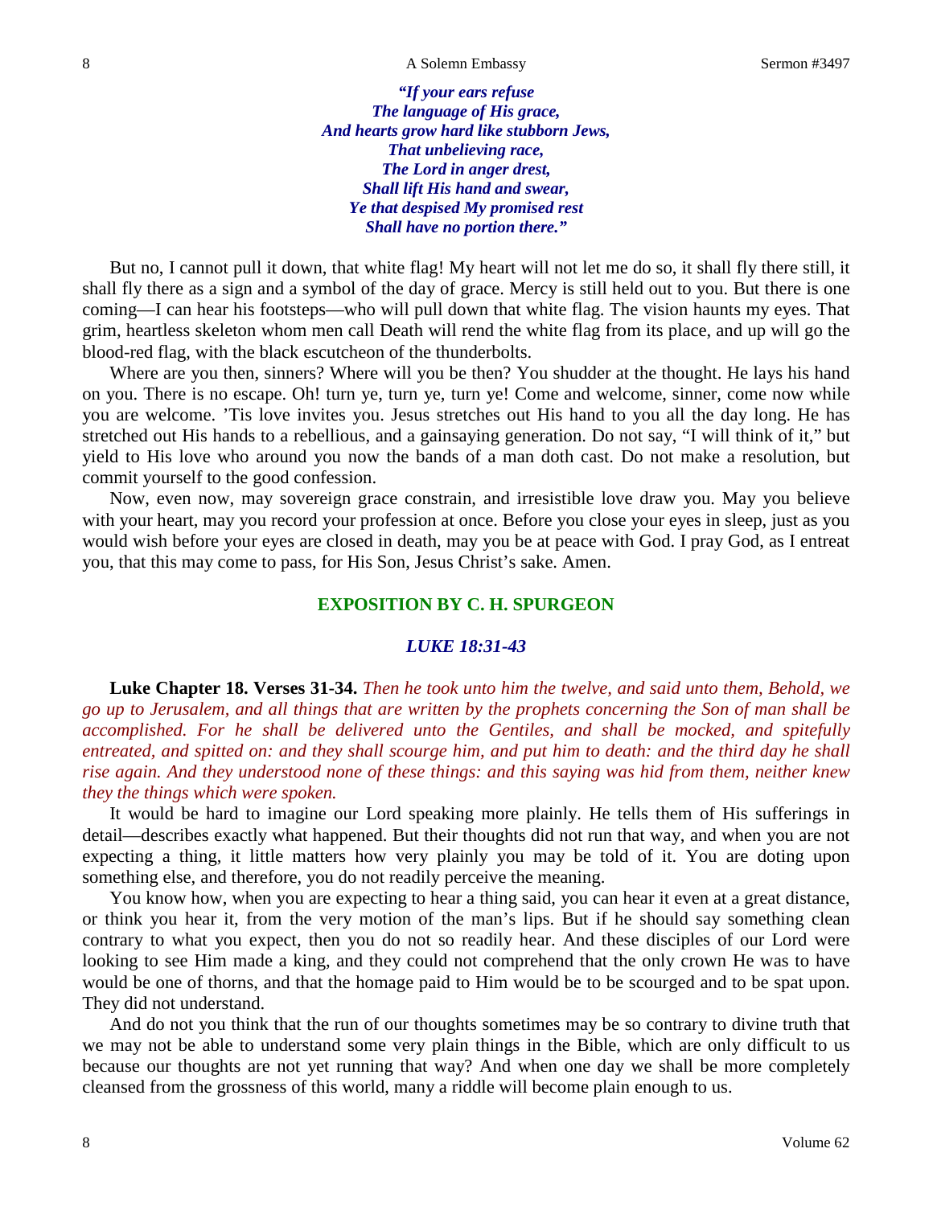*"If your ears refuse*
*The language of His grace,*
*And hearts grow hard like stubborn Jews,*
*That unbelieving race,*
*The Lord in anger drest,*
*Shall lift His hand and swear,*
*Ye that despised My promised rest*
*Shall have no portion there."*

But no, I cannot pull it down, that white flag! My heart will not let me do so, it shall fly there still, it shall fly there as a sign and a symbol of the day of grace. Mercy is still held out to you. But there is one coming—I can hear his footsteps—who will pull down that white flag. The vision haunts my eyes. That grim, heartless skeleton whom men call Death will rend the white flag from its place, and up will go the blood-red flag, with the black escutcheon of the thunderbolts.

Where are you then, sinners? Where will you be then? You shudder at the thought. He lays his hand on you. There is no escape. Oh! turn ye, turn ye, turn ye! Come and welcome, sinner, come now while you are welcome. 'Tis love invites you. Jesus stretches out His hand to you all the day long. He has stretched out His hands to a rebellious, and a gainsaying generation. Do not say, "I will think of it," but yield to His love who around you now the bands of a man doth cast. Do not make a resolution, but commit yourself to the good confession.

Now, even now, may sovereign grace constrain, and irresistible love draw you. May you believe with your heart, may you record your profession at once. Before you close your eyes in sleep, just as you would wish before your eyes are closed in death, may you be at peace with God. I pray God, as I entreat you, that this may come to pass, for His Son, Jesus Christ's sake. Amen.

## EXPOSITION BY C. H. SPURGEON

### *LUKE 18:31-43*

**Luke Chapter 18. Verses 31-34.** *Then he took unto him the twelve, and said unto them, Behold, we go up to Jerusalem, and all things that are written by the prophets concerning the Son of man shall be accomplished. For he shall be delivered unto the Gentiles, and shall be mocked, and spitefully entreated, and spitted on: and they shall scourge him, and put him to death: and the third day he shall rise again. And they understood none of these things: and this saying was hid from them, neither knew they the things which were spoken.*

It would be hard to imagine our Lord speaking more plainly. He tells them of His sufferings in detail—describes exactly what happened. But their thoughts did not run that way, and when you are not expecting a thing, it little matters how very plainly you may be told of it. You are doting upon something else, and therefore, you do not readily perceive the meaning.

You know how, when you are expecting to hear a thing said, you can hear it even at a great distance, or think you hear it, from the very motion of the man's lips. But if he should say something clean contrary to what you expect, then you do not so readily hear. And these disciples of our Lord were looking to see Him made a king, and they could not comprehend that the only crown He was to have would be one of thorns, and that the homage paid to Him would be to be scourged and to be spat upon. They did not understand.

And do not you think that the run of our thoughts sometimes may be so contrary to divine truth that we may not be able to understand some very plain things in the Bible, which are only difficult to us because our thoughts are not yet running that way? And when one day we shall be more completely cleansed from the grossness of this world, many a riddle will become plain enough to us.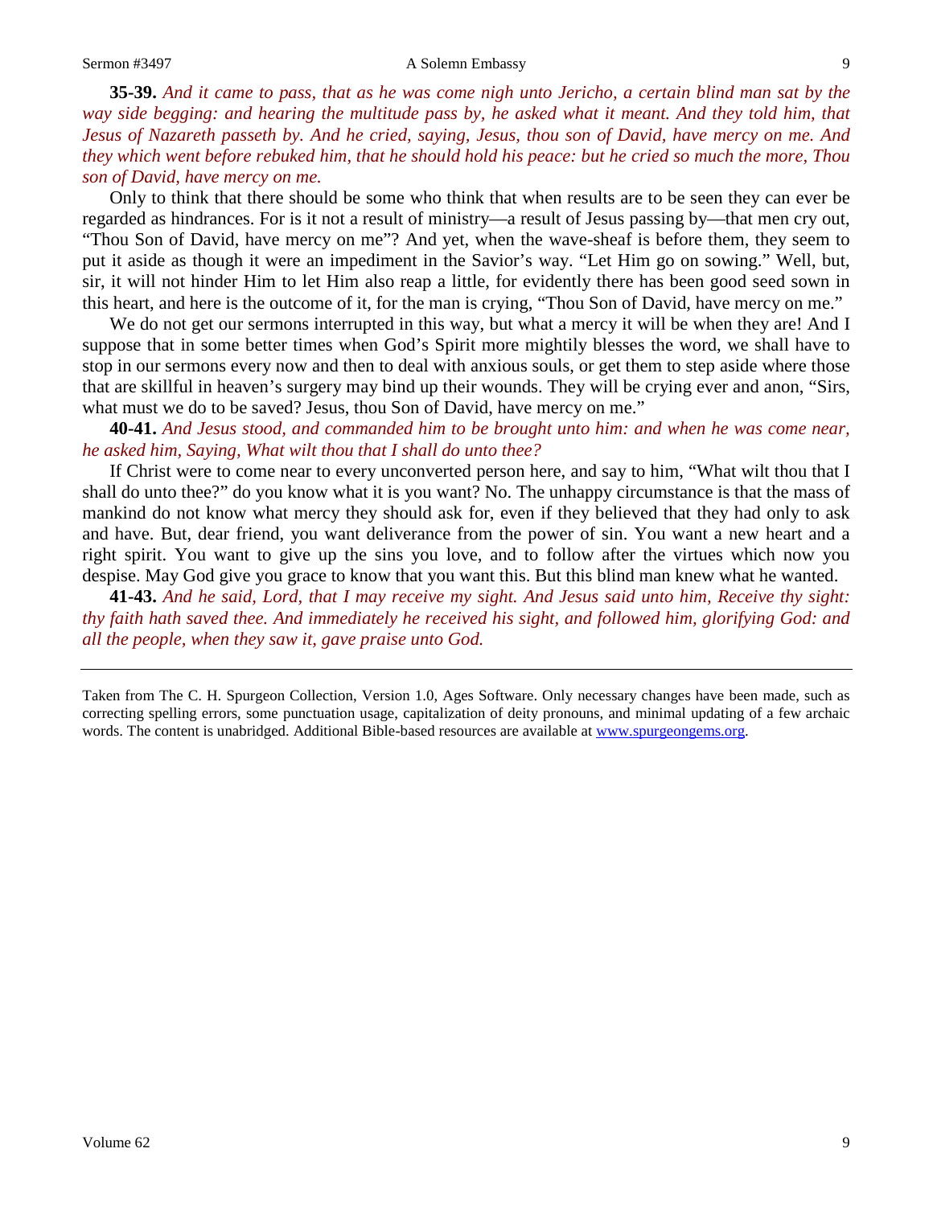**35-39.** *And it came to pass, that as he was come nigh unto Jericho, a certain blind man sat by the way side begging: and hearing the multitude pass by, he asked what it meant. And they told him, that Jesus of Nazareth passeth by. And he cried, saying, Jesus, thou son of David, have mercy on me. And they which went before rebuked him, that he should hold his peace: but he cried so much the more, Thou son of David, have mercy on me.*

Only to think that there should be some who think that when results are to be seen they can ever be regarded as hindrances. For is it not a result of ministry—a result of Jesus passing by—that men cry out, "Thou Son of David, have mercy on me"? And yet, when the wave-sheaf is before them, they seem to put it aside as though it were an impediment in the Savior's way. "Let Him go on sowing." Well, but, sir, it will not hinder Him to let Him also reap a little, for evidently there has been good seed sown in this heart, and here is the outcome of it, for the man is crying, "Thou Son of David, have mercy on me."

We do not get our sermons interrupted in this way, but what a mercy it will be when they are! And I suppose that in some better times when God's Spirit more mightily blesses the word, we shall have to stop in our sermons every now and then to deal with anxious souls, or get them to step aside where those that are skillful in heaven's surgery may bind up their wounds. They will be crying ever and anon, "Sirs, what must we do to be saved? Jesus, thou Son of David, have mercy on me."

**40-41.** *And Jesus stood, and commanded him to be brought unto him: and when he was come near, he asked him, Saying, What wilt thou that I shall do unto thee?*

If Christ were to come near to every unconverted person here, and say to him, "What wilt thou that I shall do unto thee?" do you know what it is you want? No. The unhappy circumstance is that the mass of mankind do not know what mercy they should ask for, even if they believed that they had only to ask and have. But, dear friend, you want deliverance from the power of sin. You want a new heart and a right spirit. You want to give up the sins you love, and to follow after the virtues which now you despise. May God give you grace to know that you want this. But this blind man knew what he wanted.

**41-43.** *And he said, Lord, that I may receive my sight. And Jesus said unto him, Receive thy sight: thy faith hath saved thee. And immediately he received his sight, and followed him, glorifying God: and all the people, when they saw it, gave praise unto God.*

---

Taken from The C. H. Spurgeon Collection, Version 1.0, Ages Software. Only necessary changes have been made, such as correcting spelling errors, some punctuation usage, capitalization of deity pronouns, and minimal updating of a few archaic words. The content is unabridged. Additional Bible-based resources are available at www.spurgeongems.org.